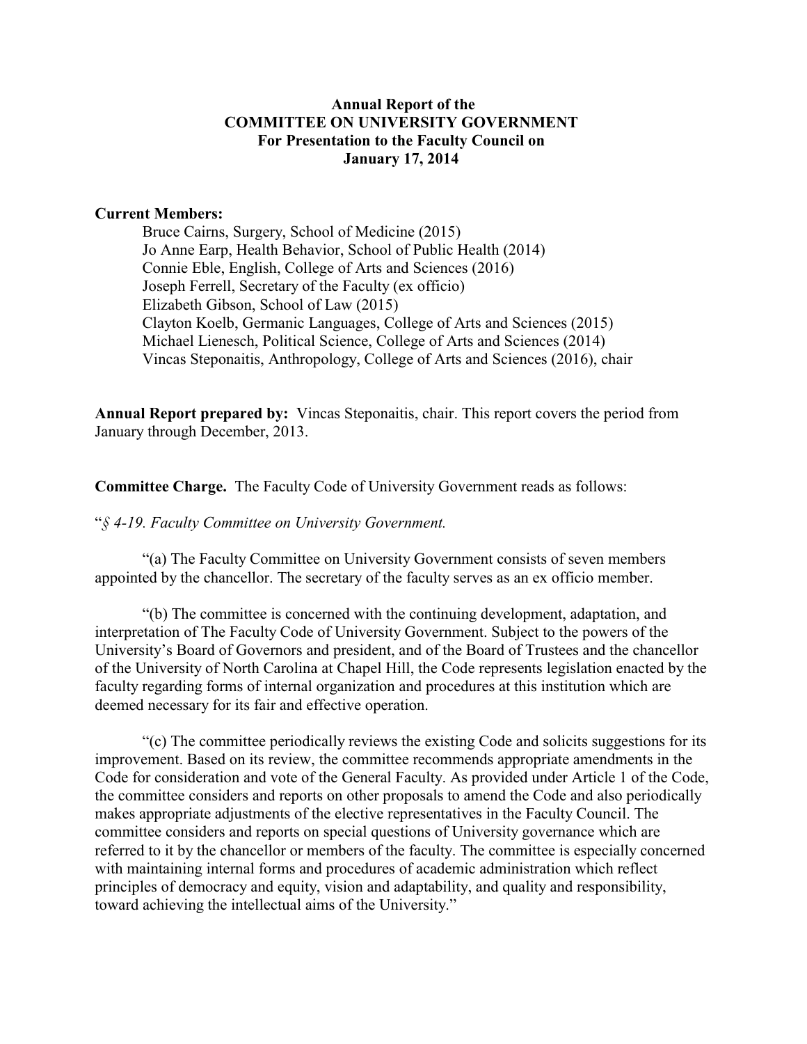# Annual Report of the
# COMMITTEE ON UNIVERSITY GOVERNMENT
# For Presentation to the Faculty Council on
# January 17, 2014

**Current Members:**

Bruce Cairns, Surgery, School of Medicine (2015)
Jo Anne Earp, Health Behavior, School of Public Health (2014)
Connie Eble, English, College of Arts and Sciences (2016)
Joseph Ferrell, Secretary of the Faculty (ex officio)
Elizabeth Gibson, School of Law (2015)
Clayton Koelb, Germanic Languages, College of Arts and Sciences (2015)
Michael Lienesch, Political Science, College of Arts and Sciences (2014)
Vincas Steponaitis, Anthropology, College of Arts and Sciences (2016), chair

**Annual Report prepared by:** Vincas Steponaitis, chair. This report covers the period from January through December, 2013.

**Committee Charge.** The Faculty Code of University Government reads as follows:

"*§ 4-19. Faculty Committee on University Government.*

"(a) The Faculty Committee on University Government consists of seven members appointed by the chancellor. The secretary of the faculty serves as an ex officio member.

"(b) The committee is concerned with the continuing development, adaptation, and interpretation of The Faculty Code of University Government. Subject to the powers of the University's Board of Governors and president, and of the Board of Trustees and the chancellor of the University of North Carolina at Chapel Hill, the Code represents legislation enacted by the faculty regarding forms of internal organization and procedures at this institution which are deemed necessary for its fair and effective operation.

"(c) The committee periodically reviews the existing Code and solicits suggestions for its improvement. Based on its review, the committee recommends appropriate amendments in the Code for consideration and vote of the General Faculty. As provided under Article 1 of the Code, the committee considers and reports on other proposals to amend the Code and also periodically makes appropriate adjustments of the elective representatives in the Faculty Council. The committee considers and reports on special questions of University governance which are referred to it by the chancellor or members of the faculty. The committee is especially concerned with maintaining internal forms and procedures of academic administration which reflect principles of democracy and equity, vision and adaptability, and quality and responsibility, toward achieving the intellectual aims of the University."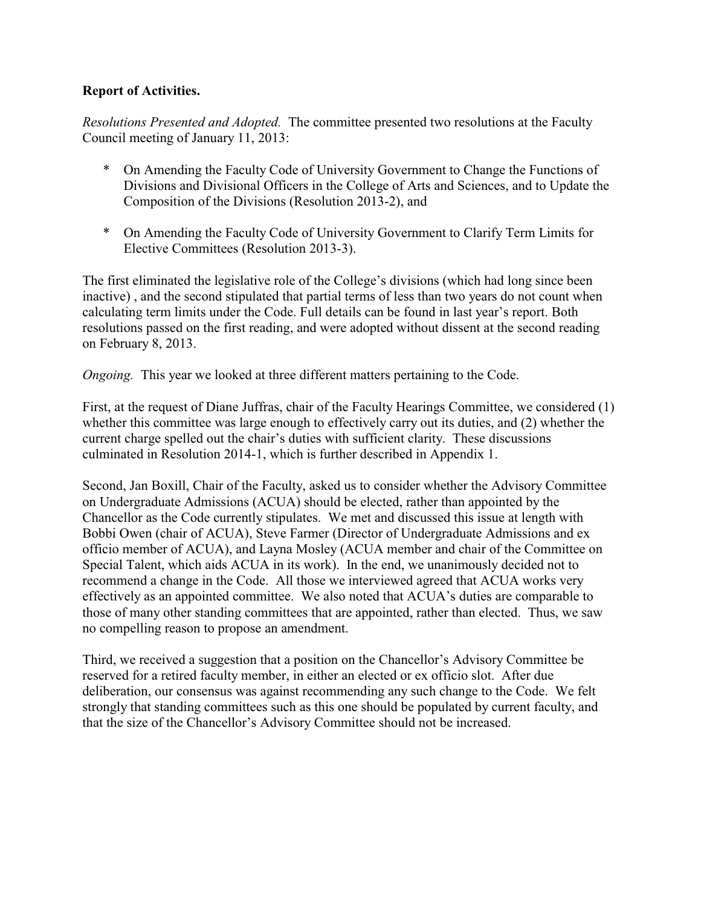**Report of Activities.**

*Resolutions Presented and Adopted.* The committee presented two resolutions at the Faculty Council meeting of January 11, 2013:

* On Amending the Faculty Code of University Government to Change the Functions of Divisions and Divisional Officers in the College of Arts and Sciences, and to Update the Composition of the Divisions (Resolution 2013-2), and
* On Amending the Faculty Code of University Government to Clarify Term Limits for Elective Committees (Resolution 2013-3).

The first eliminated the legislative role of the College's divisions (which had long since been inactive) , and the second stipulated that partial terms of less than two years do not count when calculating term limits under the Code. Full details can be found in last year's report. Both resolutions passed on the first reading, and were adopted without dissent at the second reading on February 8, 2013.

*Ongoing.* This year we looked at three different matters pertaining to the Code.

First, at the request of Diane Juffras, chair of the Faculty Hearings Committee, we considered (1) whether this committee was large enough to effectively carry out its duties, and (2) whether the current charge spelled out the chair's duties with sufficient clarity. These discussions culminated in Resolution 2014-1, which is further described in Appendix 1.

Second, Jan Boxill, Chair of the Faculty, asked us to consider whether the Advisory Committee on Undergraduate Admissions (ACUA) should be elected, rather than appointed by the Chancellor as the Code currently stipulates. We met and discussed this issue at length with Bobbi Owen (chair of ACUA), Steve Farmer (Director of Undergraduate Admissions and ex officio member of ACUA), and Layna Mosley (ACUA member and chair of the Committee on Special Talent, which aids ACUA in its work). In the end, we unanimously decided not to recommend a change in the Code. All those we interviewed agreed that ACUA works very effectively as an appointed committee. We also noted that ACUA's duties are comparable to those of many other standing committees that are appointed, rather than elected. Thus, we saw no compelling reason to propose an amendment.

Third, we received a suggestion that a position on the Chancellor's Advisory Committee be reserved for a retired faculty member, in either an elected or ex officio slot. After due deliberation, our consensus was against recommending any such change to the Code. We felt strongly that standing committees such as this one should be populated by current faculty, and that the size of the Chancellor's Advisory Committee should not be increased.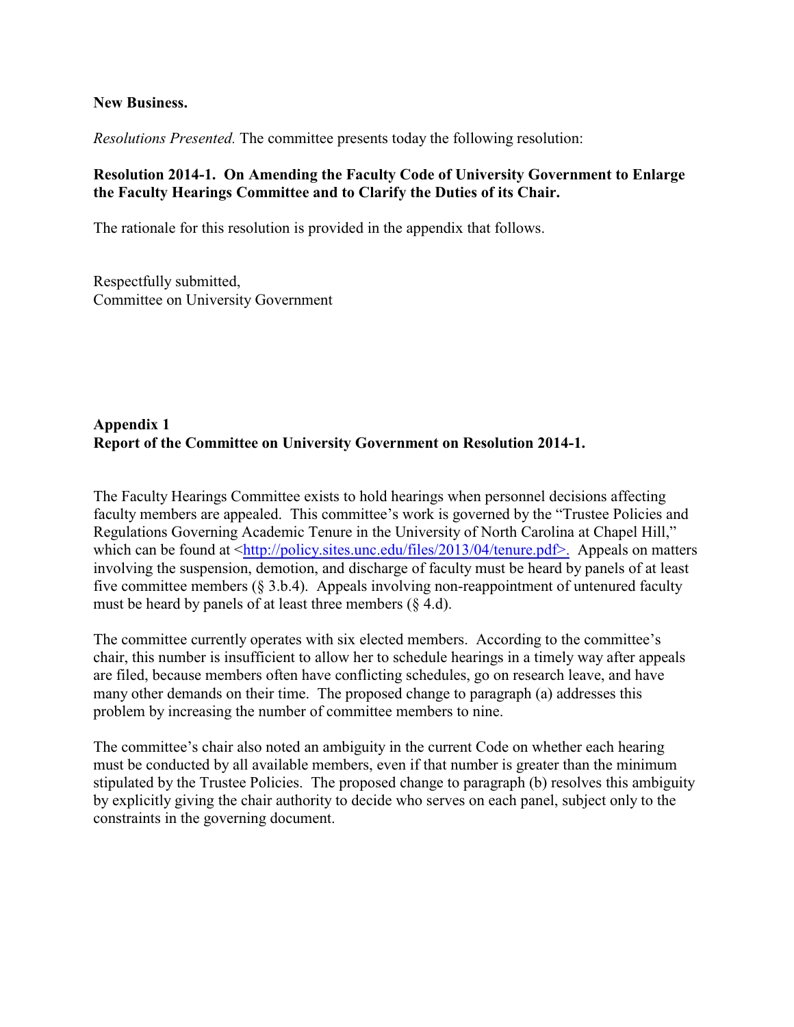**New Business.**

*Resolutions Presented.* The committee presents today the following resolution:

**Resolution 2014-1. On Amending the Faculty Code of University Government to Enlarge the Faculty Hearings Committee and to Clarify the Duties of its Chair.**

The rationale for this resolution is provided in the appendix that follows.

Respectfully submitted,
Committee on University Government

**Appendix 1**
**Report of the Committee on University Government on Resolution 2014-1.**

The Faculty Hearings Committee exists to hold hearings when personnel decisions affecting faculty members are appealed. This committee's work is governed by the "Trustee Policies and Regulations Governing Academic Tenure in the University of North Carolina at Chapel Hill," which can be found at <http://policy.sites.unc.edu/files/2013/04/tenure.pdf>. Appeals on matters involving the suspension, demotion, and discharge of faculty must be heard by panels of at least five committee members (§ 3.b.4). Appeals involving non-reappointment of untenured faculty must be heard by panels of at least three members (§ 4.d).

The committee currently operates with six elected members. According to the committee's chair, this number is insufficient to allow her to schedule hearings in a timely way after appeals are filed, because members often have conflicting schedules, go on research leave, and have many other demands on their time. The proposed change to paragraph (a) addresses this problem by increasing the number of committee members to nine.

The committee's chair also noted an ambiguity in the current Code on whether each hearing must be conducted by all available members, even if that number is greater than the minimum stipulated by the Trustee Policies. The proposed change to paragraph (b) resolves this ambiguity by explicitly giving the chair authority to decide who serves on each panel, subject only to the constraints in the governing document.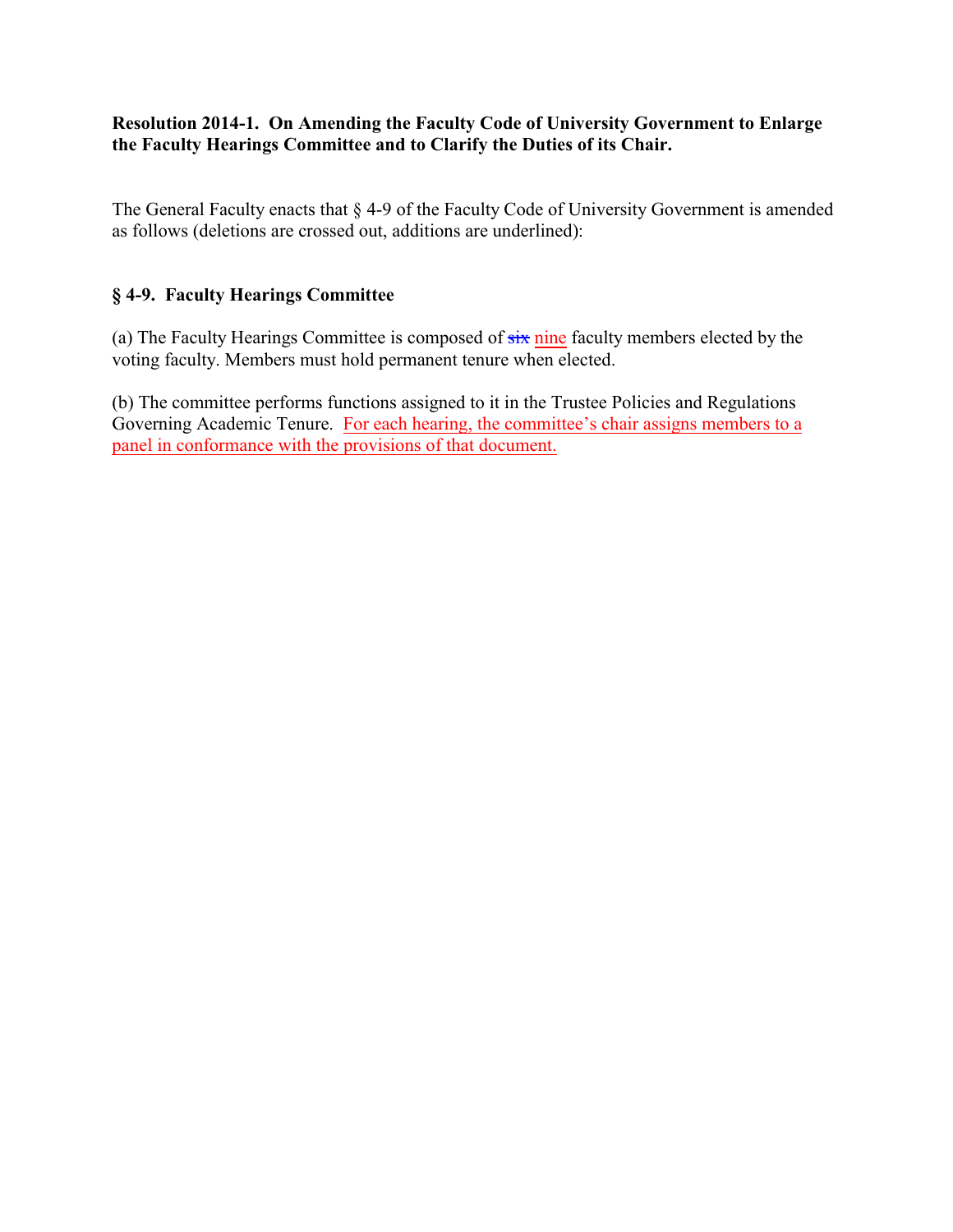**Resolution 2014-1. On Amending the Faculty Code of University Government to Enlarge the Faculty Hearings Committee and to Clarify the Duties of its Chair.**

The General Faculty enacts that § 4-9 of the Faculty Code of University Government is amended as follows (deletions are crossed out, additions are underlined):

**§ 4-9. Faculty Hearings Committee**

(a) The Faculty Hearings Committee is composed of ~~six~~ <u>nine</u> faculty members elected by the voting faculty. Members must hold permanent tenure when elected.

(b) The committee performs functions assigned to it in the Trustee Policies and Regulations Governing Academic Tenure. <u>For each hearing, the committee's chair assigns members to a panel in conformance with the provisions of that document.</u>